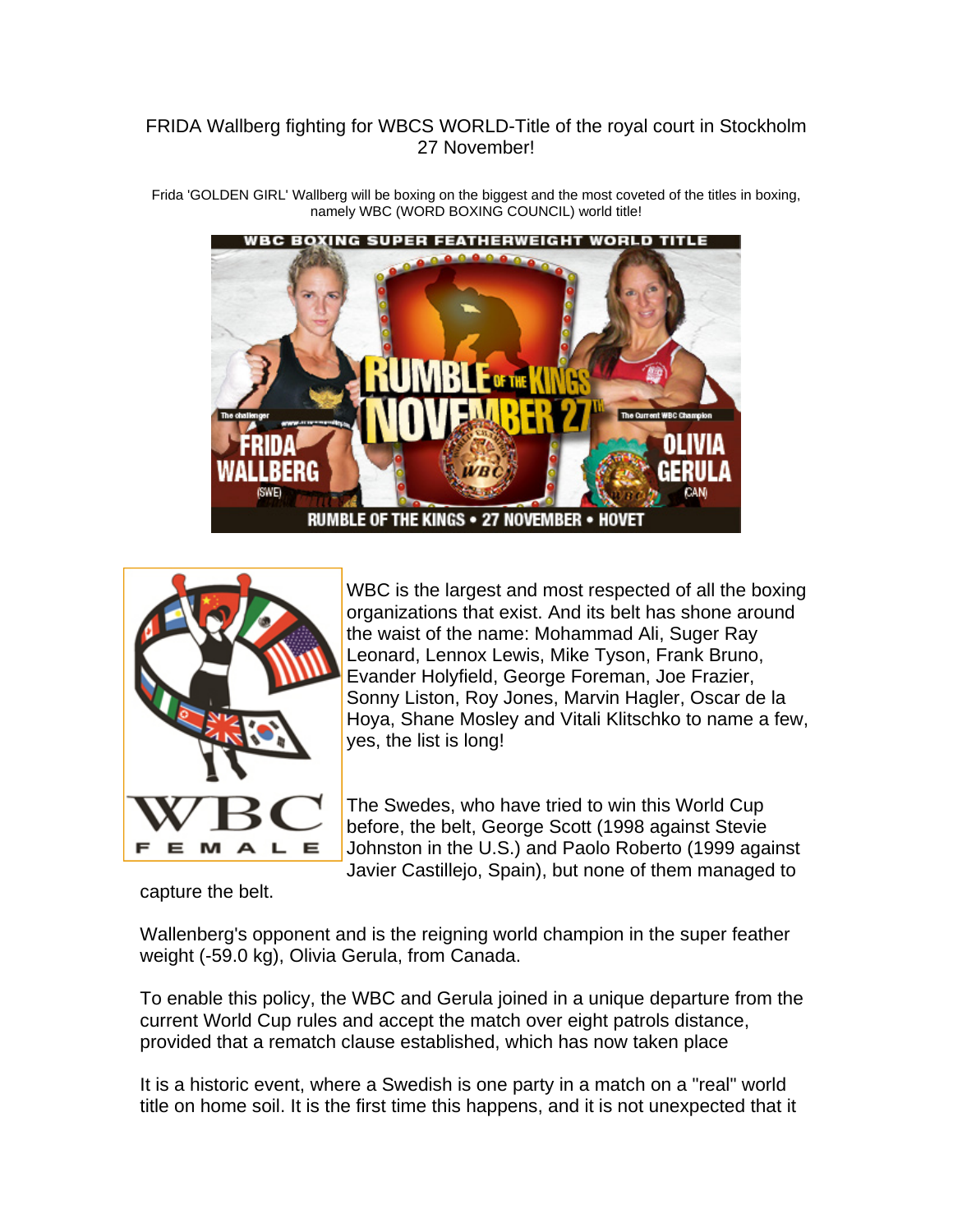FRIDA Wallberg fighting for WBCS WORLD-Title of the royal court in Stockholm 27 November!

Frida 'GOLDEN GIRL' Wallberg will be boxing on the biggest and the most coveted of the titles in boxing, namely WBC (WORD BOXING COUNCIL) world title!

WBC is the largest and most respected of all the boxing organizations that exist. And its belt has shone around the waist of the name: Mohammad Ali, Suger Ray Leonard, Lennox Lewis, Mike Tyson, Frank Bruno, Evander Holyfield, George Foreman, Joe Frazier, Sonny Liston, Roy Jones, Marvin Hagler, Oscar de la Hoya, Shane Mosley and Vitali Klitschko to name a few, yes, the list is long!

The Swedes, who have tried to win this World Cup before, the belt, George Scott (1998 against Stevie Johnston in the U.S.) and Paolo Roberto (1999 against Javier Castillejo, Spain), but none of them managed to capture the belt.

Wallenberg's opponent and is the reigning world champion in the super feather weight (-59.0 kg), Olivia Gerula, from Canada.

To enable this policy, the WBC and Gerula joined in a unique departure from the current World Cup rules and accept the match over eight patrols distance, provided that a rematch clause established, which has now taken place

It is a historic event, where a Swedish is one party in a match on a "real" world title on home soil. It is the first time this happens, and it is not unexpected that it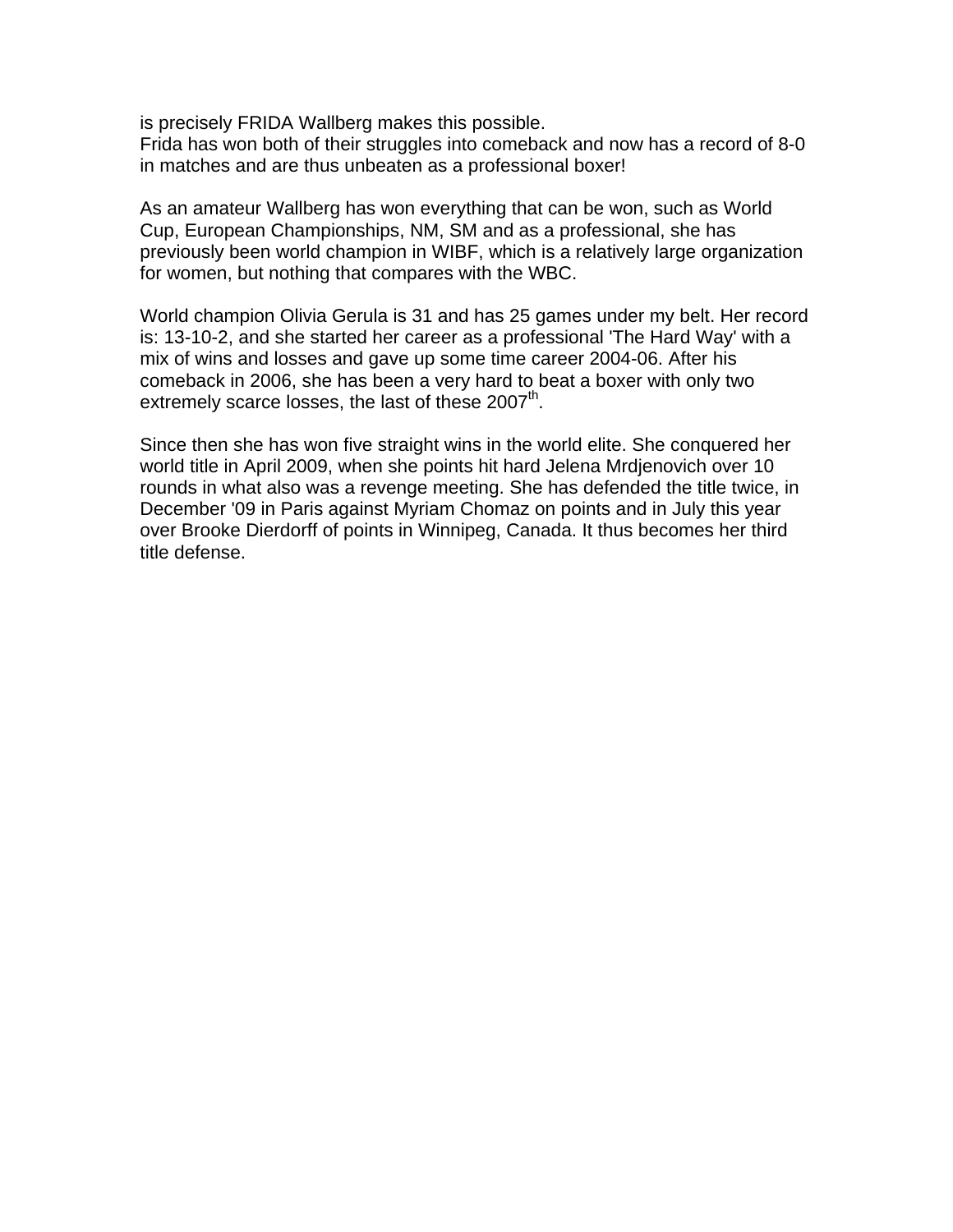is precisely FRIDA Wallberg makes this possible.
Frida has won both of their struggles into comeback and now has a record of 8-0 in matches and are thus unbeaten as a professional boxer!

As an amateur Wallberg has won everything that can be won, such as World Cup, European Championships, NM, SM and as a professional, she has previously been world champion in WIBF, which is a relatively large organization for women, but nothing that compares with the WBC.

World champion Olivia Gerula is 31 and has 25 games under my belt. Her record is: 13-10-2, and she started her career as a professional 'The Hard Way' with a mix of wins and losses and gave up some time career 2004-06. After his comeback in 2006, she has been a very hard to beat a boxer with only two extremely scarce losses, the last of these 2007th.

Since then she has won five straight wins in the world elite. She conquered her world title in April 2009, when she points hit hard Jelena Mrdjenovich over 10 rounds in what also was a revenge meeting. She has defended the title twice, in December '09 in Paris against Myriam Chomaz on points and in July this year over Brooke Dierdorff of points in Winnipeg, Canada. It thus becomes her third title defense.